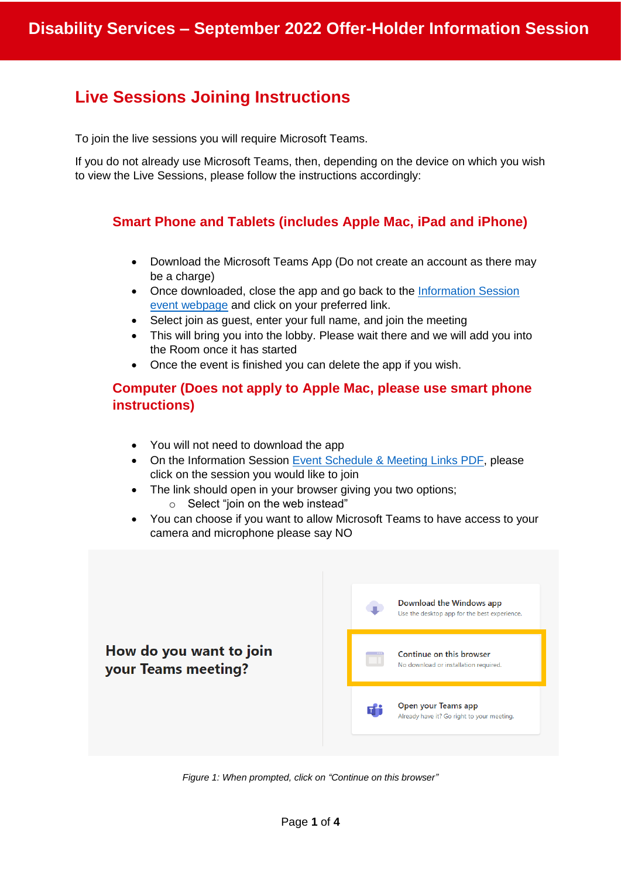# Disability Services – September 2022 Offer-Holder Information Session

## Live Sessions Joining Instructions

To join the live sessions you will require Microsoft Teams.

If you do not already use Microsoft Teams, then, depending on the device on which you wish to view the Live Sessions, please follow the instructions accordingly:

### Smart Phone and Tablets (includes Apple Mac, iPad and iPhone)

- Download the Microsoft Teams App (Do not create an account as there may be a charge)
- Once downloaded, close the app and go back to the Information Session event webpage and click on your preferred link.
- Select join as guest, enter your full name, and join the meeting
- This will bring you into the lobby. Please wait there and we will add you into the Room once it has started
- Once the event is finished you can delete the app if you wish.

### Computer (Does not apply to Apple Mac, please use smart phone instructions)

- You will not need to download the app
- On the Information Session Event Schedule & Meeting Links PDF, please click on the session you would like to join
- The link should open in your browser giving you two options;
  - Select "join on the web instead"
- You can choose if you want to allow Microsoft Teams to have access to your camera and microphone please say NO

How do you want to join your Teams meeting?

Download the Windows app
Use the desktop app for the best experience.

Continue on this browser
No download or installation required.

Open your Teams app
Already have it? Go right to your meeting.

*Figure 1: When prompted, click on "Continue on this browser"*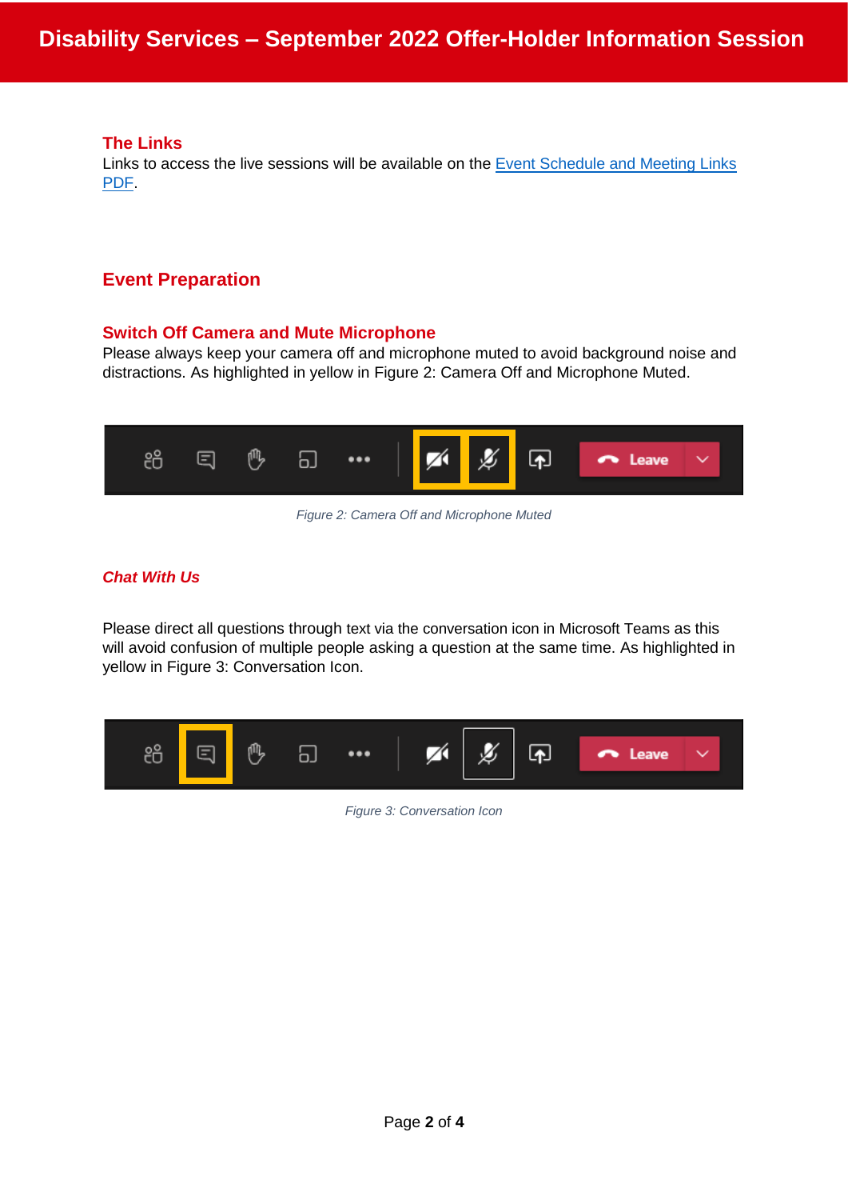### The Links

Links to access the live sessions will be available on the [Event Schedule and Meeting Links PDF](#).

## Event Preparation

### Switch Off Camera and Mute Microphone

Please always keep your camera off and microphone muted to avoid background noise and distractions. As highlighted in yellow in Figure 2: Camera Off and Microphone Muted.

*Figure 2: Camera Off and Microphone Muted*

### *Chat With Us*

Please direct all questions through text via the conversation icon in Microsoft Teams as this will avoid confusion of multiple people asking a question at the same time. As highlighted in yellow in Figure 3: Conversation Icon.

*Figure 3: Conversation Icon*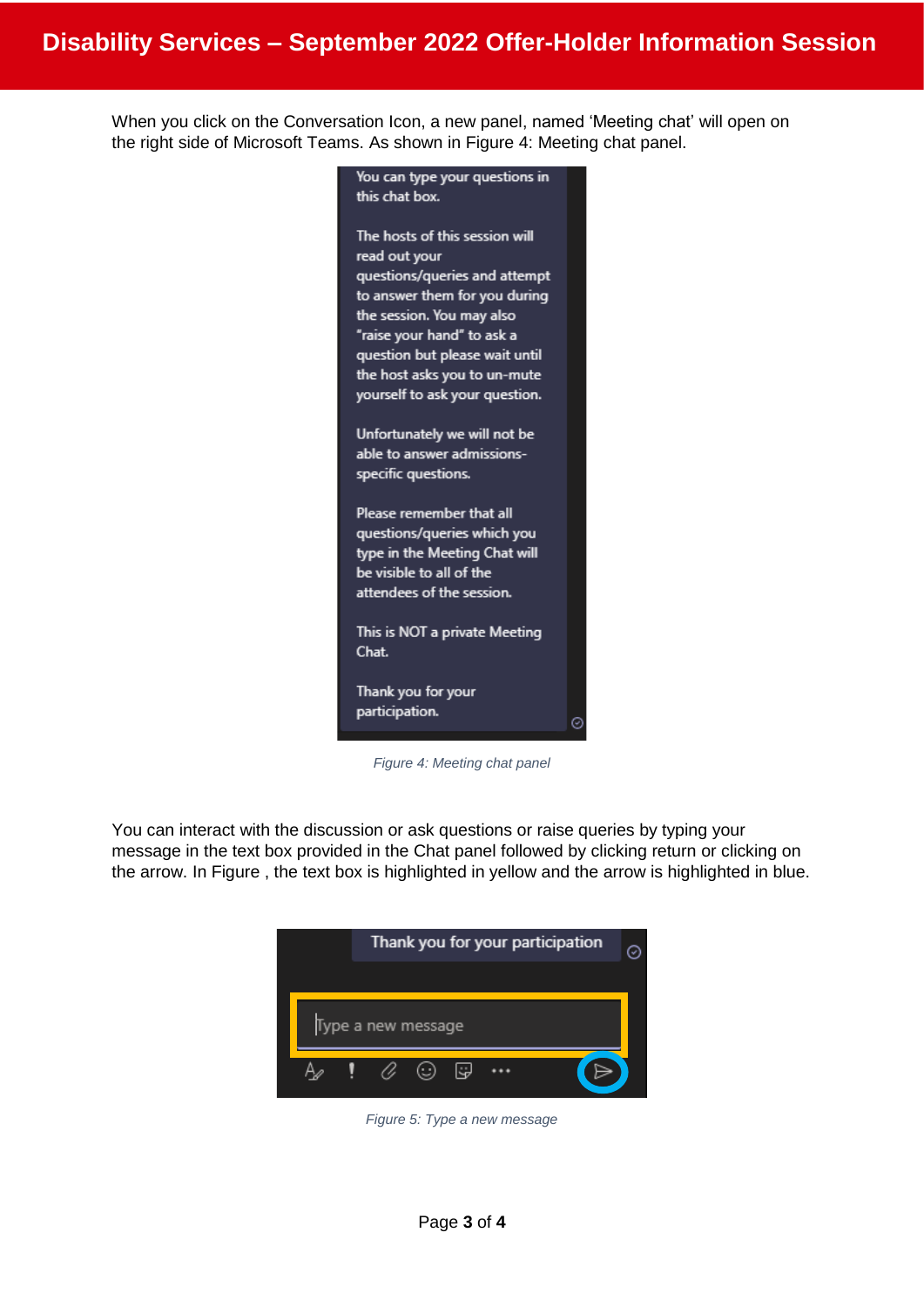When you click on the Conversation Icon, a new panel, named 'Meeting chat' will open on the right side of Microsoft Teams. As shown in Figure 4: Meeting chat panel.

You can type your questions in this chat box.

The hosts of this session will read out your questions/queries and attempt to answer them for you during the session. You may also "raise your hand" to ask a question but please wait until the host asks you to un-mute yourself to ask your question.

Unfortunately we will not be able to answer admissions-specific questions.

Please remember that all questions/queries which you type in the Meeting Chat will be visible to all of the attendees of the session.

This is NOT a private Meeting Chat.

Thank you for your participation.

*Figure 4: Meeting chat panel*

You can interact with the discussion or ask questions or raise queries by typing your message in the text box provided in the Chat panel followed by clicking return or clicking on the arrow. In Figure , the text box is highlighted in yellow and the arrow is highlighted in blue.

Thank you for your participation

Type a new message

*Figure 5: Type a new message*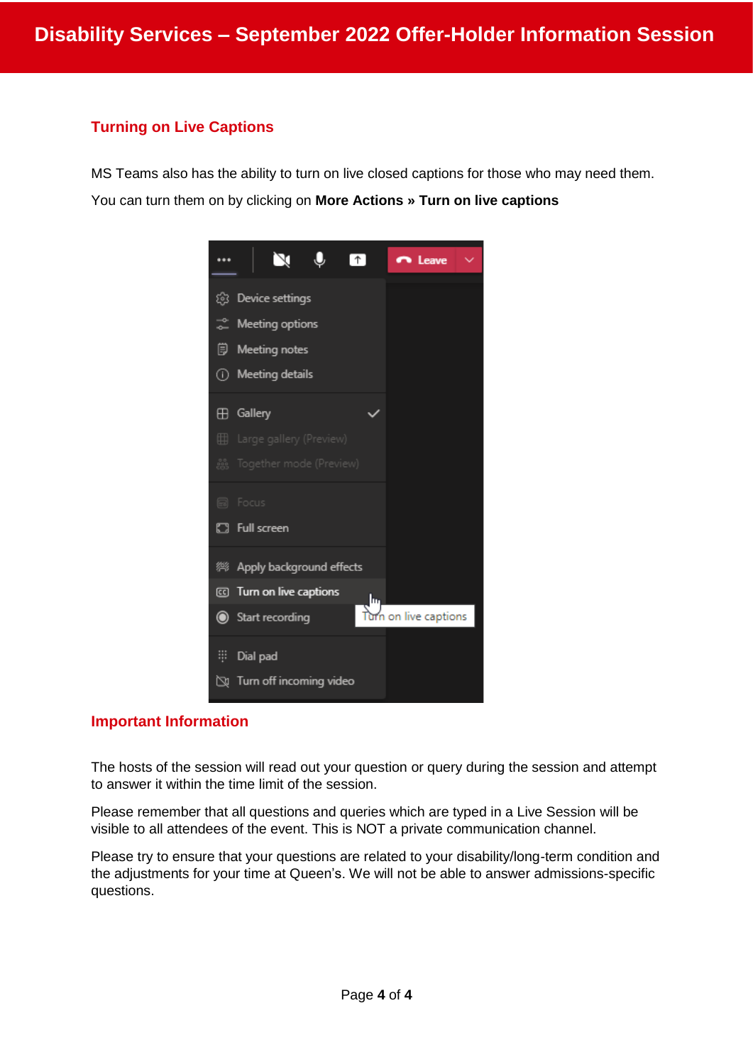# Disability Services – September 2022 Offer-Holder Information Session

## Turning on Live Captions

MS Teams also has the ability to turn on live closed captions for those who may need them.

You can turn them on by clicking on **More Actions » Turn on live captions**

## Important Information

The hosts of the session will read out your question or query during the session and attempt to answer it within the time limit of the session.

Please remember that all questions and queries which are typed in a Live Session will be visible to all attendees of the event. This is NOT a private communication channel.

Please try to ensure that your questions are related to your disability/long-term condition and the adjustments for your time at Queen's. We will not be able to answer admissions-specific questions.